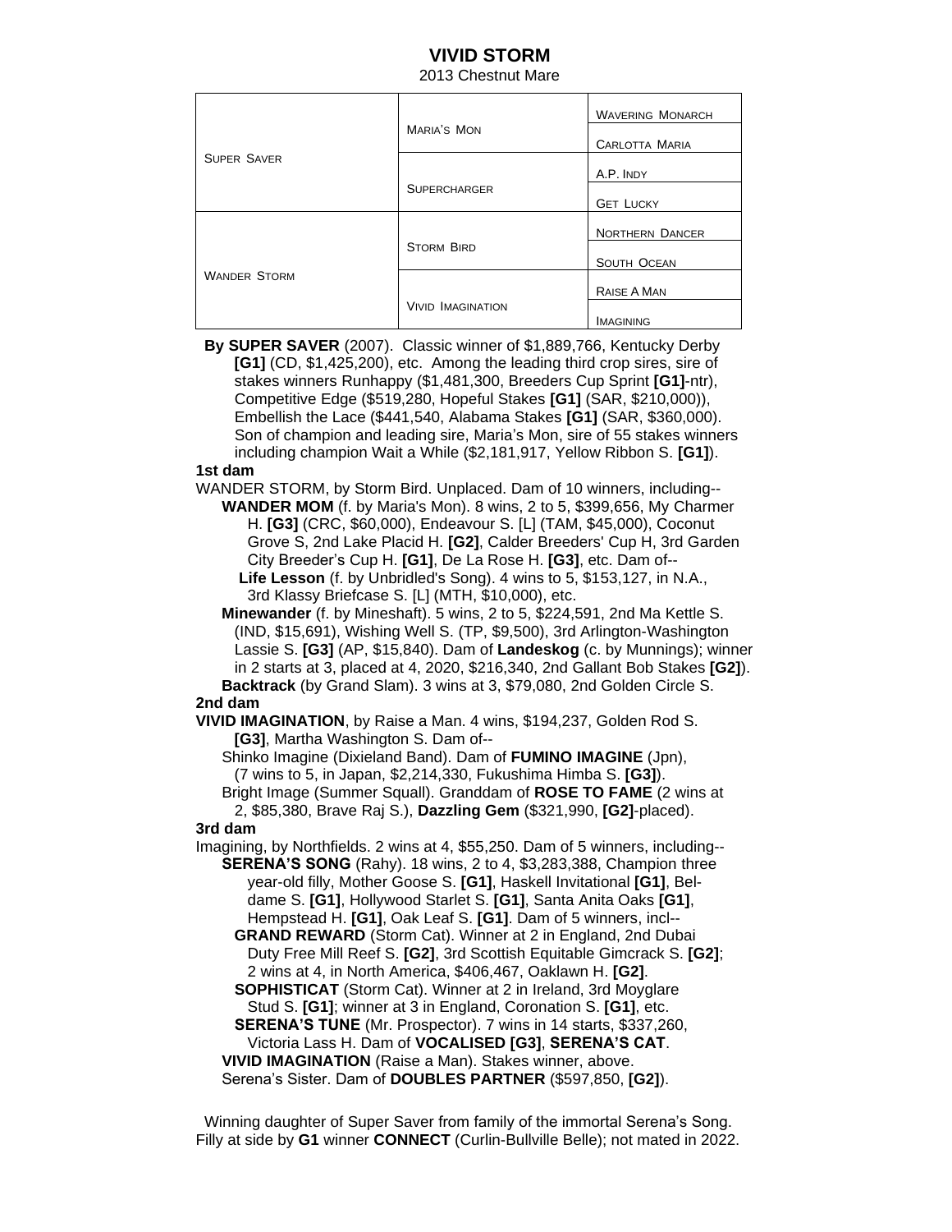# VIVID STORM

2013 Chestnut Mare

| | | |
|---|---|---|
| SUPER SAVER | MARIA'S MON | WAVERING MONARCH |
| | | CARLOTTA MARIA |
| | SUPERCHARGER | A.P. INDY |
| | | GET LUCKY |
| WANDER STORM | STORM BIRD | NORTHERN DANCER |
| | | SOUTH OCEAN |
| | VIVID IMAGINATION | RAISE A MAN |
| | | IMAGINING |

**By SUPER SAVER** (2007). Classic winner of $1,889,766, Kentucky Derby **[G1]** (CD, $1,425,200), etc. Among the leading third crop sires, sire of stakes winners Runhappy ($1,481,300, Breeders Cup Sprint **[G1]**-ntr), Competitive Edge ($519,280, Hopeful Stakes **[G1]** (SAR, $210,000)), Embellish the Lace ($441,540, Alabama Stakes **[G1]** (SAR, $360,000). Son of champion and leading sire, Maria's Mon, sire of 55 stakes winners including champion Wait a While ($2,181,917, Yellow Ribbon S. **[G1]**).

**1st dam**

WANDER STORM, by Storm Bird. Unplaced. Dam of 10 winners, including--

**WANDER MOM** (f. by Maria's Mon). 8 wins, 2 to 5, $399,656, My Charmer H. **[G3]** (CRC, $60,000), Endeavour S. [L] (TAM, $45,000), Coconut Grove S, 2nd Lake Placid H. **[G2]**, Calder Breeders' Cup H, 3rd Garden City Breeder's Cup H. **[G1]**, De La Rose H. **[G3]**, etc. Dam of--

**Life Lesson** (f. by Unbridled's Song). 4 wins to 5, $153,127, in N.A., 3rd Klassy Briefcase S. [L] (MTH, $10,000), etc.

**Minewander** (f. by Mineshaft). 5 wins, 2 to 5, $224,591, 2nd Ma Kettle S. (IND, $15,691), Wishing Well S. (TP, $9,500), 3rd Arlington-Washington Lassie S. **[G3]** (AP, $15,840). Dam of **Landeskog** (c. by Munnings); winner in 2 starts at 3, placed at 4, 2020, $216,340, 2nd Gallant Bob Stakes **[G2]**).

**Backtrack** (by Grand Slam). 3 wins at 3, $79,080, 2nd Golden Circle S.

**2nd dam**

**VIVID IMAGINATION**, by Raise a Man. 4 wins, $194,237, Golden Rod S. **[G3]**, Martha Washington S. Dam of--

Shinko Imagine (Dixieland Band). Dam of **FUMINO IMAGINE** (Jpn), (7 wins to 5, in Japan, $2,214,330, Fukushima Himba S. **[G3]**).

Bright Image (Summer Squall). Granddam of **ROSE TO FAME** (2 wins at 2, $85,380, Brave Raj S.), **Dazzling Gem** ($321,990, **[G2]**-placed).

**3rd dam**

Imagining, by Northfields. 2 wins at 4, $55,250. Dam of 5 winners, including--

**SERENA'S SONG** (Rahy). 18 wins, 2 to 4, $3,283,388, Champion three year-old filly, Mother Goose S. **[G1]**, Haskell Invitational **[G1]**, Beldame S. **[G1]**, Hollywood Starlet S. **[G1]**, Santa Anita Oaks **[G1]**, Hempstead H. **[G1]**, Oak Leaf S. **[G1]**. Dam of 5 winners, incl--

**GRAND REWARD** (Storm Cat). Winner at 2 in England, 2nd Dubai Duty Free Mill Reef S. **[G2]**, 3rd Scottish Equitable Gimcrack S. **[G2]**; 2 wins at 4, in North America, $406,467, Oaklawn H. **[G2]**.

**SOPHISTICAT** (Storm Cat). Winner at 2 in Ireland, 3rd Moyglare Stud S. **[G1]**; winner at 3 in England, Coronation S. **[G1]**, etc.

**SERENA'S TUNE** (Mr. Prospector). 7 wins in 14 starts, $337,260, Victoria Lass H. Dam of **VOCALISED [G3]**, **SERENA'S CAT**.

**VIVID IMAGINATION** (Raise a Man). Stakes winner, above.

Serena's Sister. Dam of **DOUBLES PARTNER** ($597,850, **[G2]**).

Winning daughter of Super Saver from family of the immortal Serena's Song. Filly at side by **G1** winner **CONNECT** (Curlin-Bullville Belle); not mated in 2022.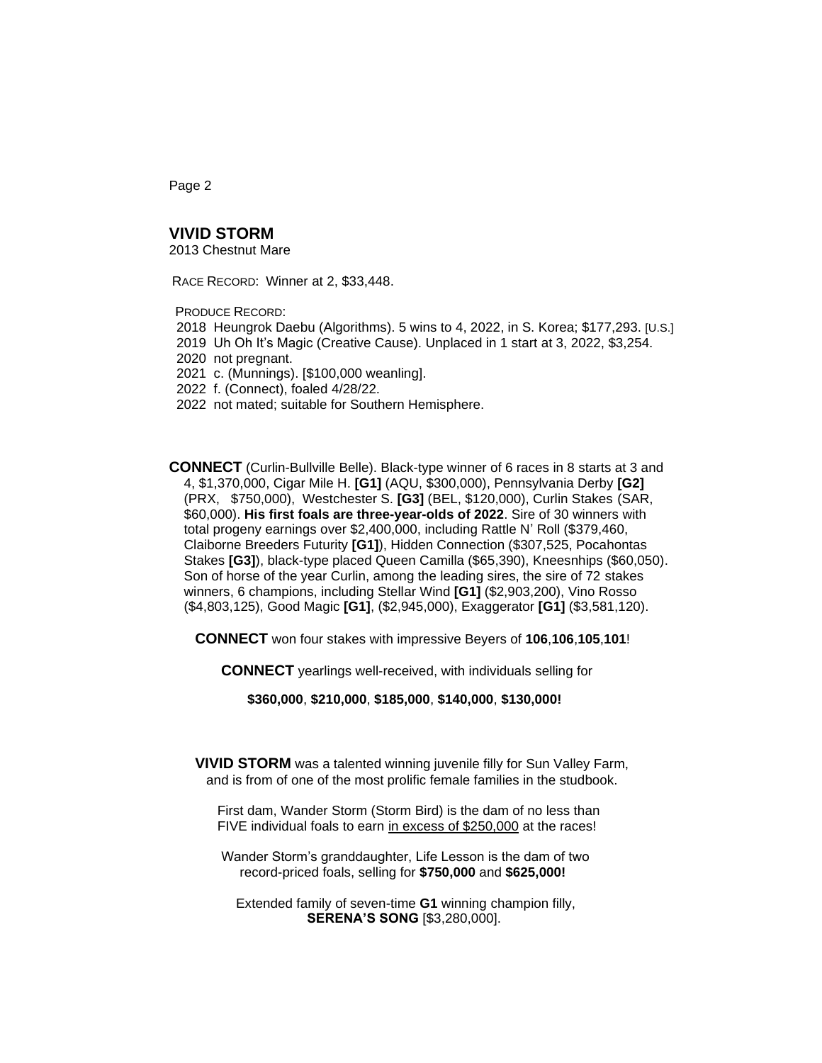## VIVID STORM

2013 Chestnut Mare

RACE RECORD: Winner at 2, $33,448.

PRODUCE RECORD:

2018 Heungrok Daebu (Algorithms). 5 wins to 4, 2022, in S. Korea; $177,293. [U.S.]
2019 Uh Oh It's Magic (Creative Cause). Unplaced in 1 start at 3, 2022, $3,254.
2020 not pregnant.
2021 c. (Munnings). [$100,000 weanling].
2022 f. (Connect), foaled 4/28/22.
2022 not mated; suitable for Southern Hemisphere.

**CONNECT** (Curlin-Bullville Belle). Black-type winner of 6 races in 8 starts at 3 and 4, $1,370,000, Cigar Mile H. **[G1]** (AQU, $300,000), Pennsylvania Derby **[G2]** (PRX, $750,000), Westchester S. **[G3]** (BEL, $120,000), Curlin Stakes (SAR, $60,000). **His first foals are three-year-olds of 2022**. Sire of 30 winners with total progeny earnings over $2,400,000, including Rattle N' Roll ($379,460, Claiborne Breeders Futurity **[G1]**), Hidden Connection ($307,525, Pocahontas Stakes **[G3]**), black-type placed Queen Camilla ($65,390), Kneesnhips ($60,050). Son of horse of the year Curlin, among the leading sires, the sire of 72 stakes winners, 6 champions, including Stellar Wind **[G1]** ($2,903,200), Vino Rosso ($4,803,125), Good Magic **[G1]**, ($2,945,000), Exaggerator **[G1]** ($3,581,120).

**CONNECT** won four stakes with impressive Beyers of **106**,**106**,**105**,**101**!

**CONNECT** yearlings well-received, with individuals selling for

**$360,000**, **$210,000**, **$185,000**, **$140,000**, **$130,000!**

**VIVID STORM** was a talented winning juvenile filly for Sun Valley Farm, and is from of one of the most prolific female families in the studbook.

First dam, Wander Storm (Storm Bird) is the dam of no less than FIVE individual foals to earn in excess of $250,000 at the races!

Wander Storm's granddaughter, Life Lesson is the dam of two record-priced foals, selling for **$750,000** and **$625,000!**

Extended family of seven-time **G1** winning champion filly, **SERENA'S SONG** [$3,280,000].